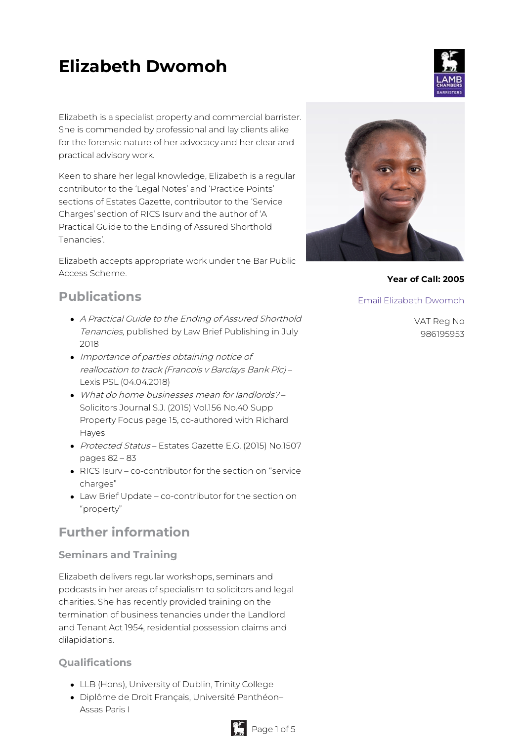# Elizabeth Dwomoh

Elizabeth is a specialist property and commercial barrister. She is commended by professional and lay clients alike for the forensic nature of her advocacy and her clear and practical advisory work.

Keen to share her legal knowledge, Elizabeth is a regular contributor to the 'Legal Notes' and 'Practice Points' sections of Estates Gazette, contributor to the 'Service Charges' section of RICS Isurv and the author of 'A Practical Guide to the Ending of Assured Shorthold Tenancies'.

Elizabeth accepts appropriate work under the Bar Public Access Scheme.

**Year of Call: 2005**

Email Elizabeth Dwomoh

VAT Reg No 986195953

## Publications

- *A Practical Guide to the Ending of Assured Shorthold Tenancies,* published by Law Brief Publishing in July 2018
- *Importance of parties obtaining notice of reallocation to track (Francois v Barclays Bank Plc)* – Lexis PSL (04.04.2018)
- *What do home businesses mean for landlords?* – Solicitors Journal S.J. (2015) Vol.156 No.40 Supp Property Focus page 15, co-authored with Richard Hayes
- *Protected Status* – Estates Gazette E.G. (2015) No.1507 pages 82 – 83
- RICS Isurv – co-contributor for the section on "service charges"
- Law Brief Update – co-contributor for the section on "property"

## Further information

### Seminars and Training

Elizabeth delivers regular workshops, seminars and podcasts in her areas of specialism to solicitors and legal charities. She has recently provided training on the termination of business tenancies under the Landlord and Tenant Act 1954, residential possession claims and dilapidations.

### Qualifications

- LLB (Hons), University of Dublin, Trinity College
- Diplôme de Droit Français, Université Panthéon–Assas Paris I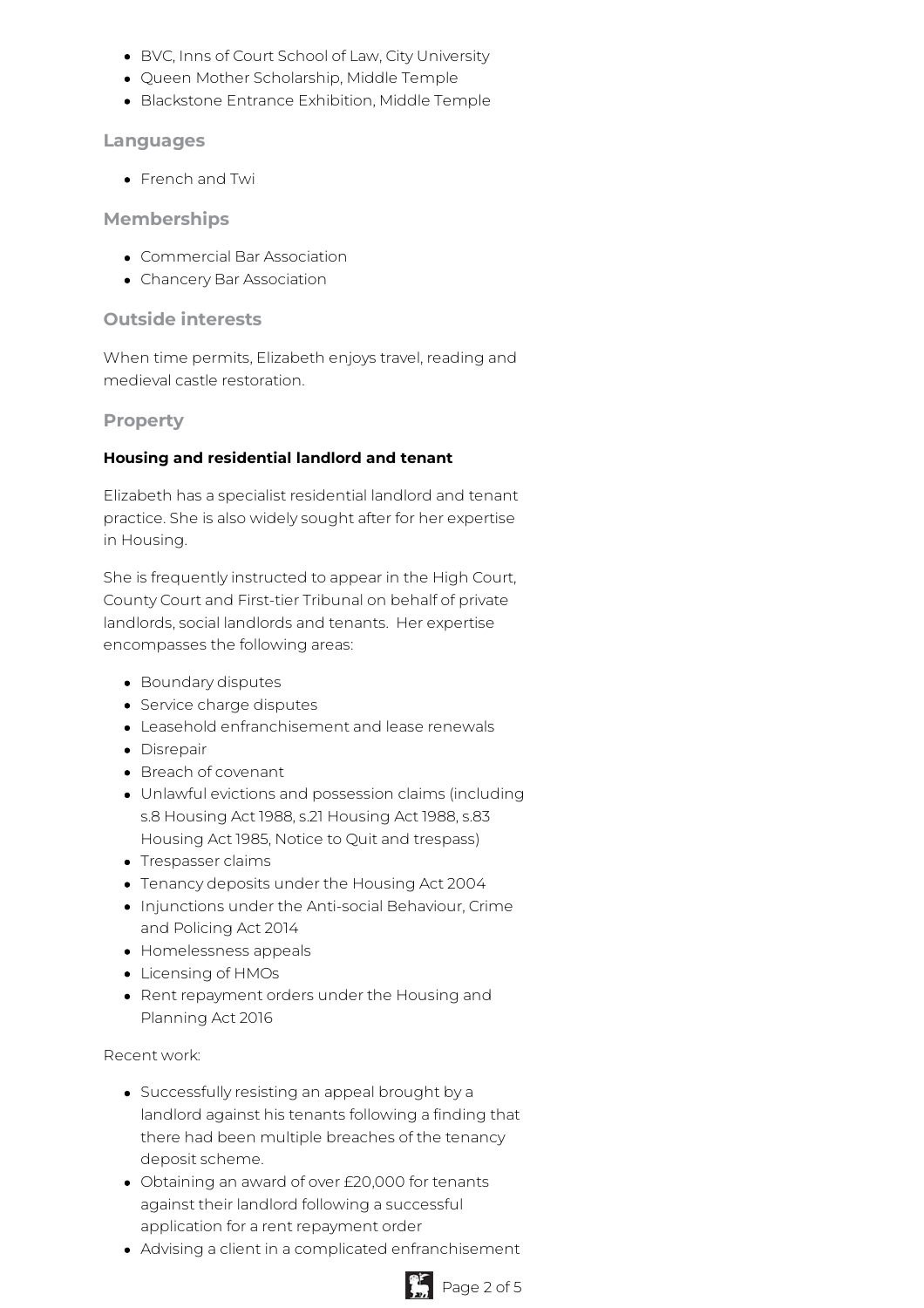- BVC, Inns of Court School of Law, City University
- Queen Mother Scholarship, Middle Temple
- Blackstone Entrance Exhibition, Middle Temple

## Languages

- French and Twi

## Memberships

- Commercial Bar Association
- Chancery Bar Association

## Outside interests

When time permits, Elizabeth enjoys travel, reading and medieval castle restoration.

## Property

**Housing and residential landlord and tenant**

Elizabeth has a specialist residential landlord and tenant practice. She is also widely sought after for her expertise in Housing.

She is frequently instructed to appear in the High Court, County Court and First-tier Tribunal on behalf of private landlords, social landlords and tenants.  Her expertise encompasses the following areas:

- Boundary disputes
- Service charge disputes
- Leasehold enfranchisement and lease renewals
- Disrepair
- Breach of covenant
- Unlawful evictions and possession claims (including s.8 Housing Act 1988, s.21 Housing Act 1988, s.83 Housing Act 1985, Notice to Quit and trespass)
- Trespasser claims
- Tenancy deposits under the Housing Act 2004
- Injunctions under the Anti-social Behaviour, Crime and Policing Act 2014
- Homelessness appeals
- Licensing of HMOs
- Rent repayment orders under the Housing and Planning Act 2016

Recent work:

- Successfully resisting an appeal brought by a landlord against his tenants following a finding that there had been multiple breaches of the tenancy deposit scheme.
- Obtaining an award of over £20,000 for tenants against their landlord following a successful application for a rent repayment order
- Advising a client in a complicated enfranchisement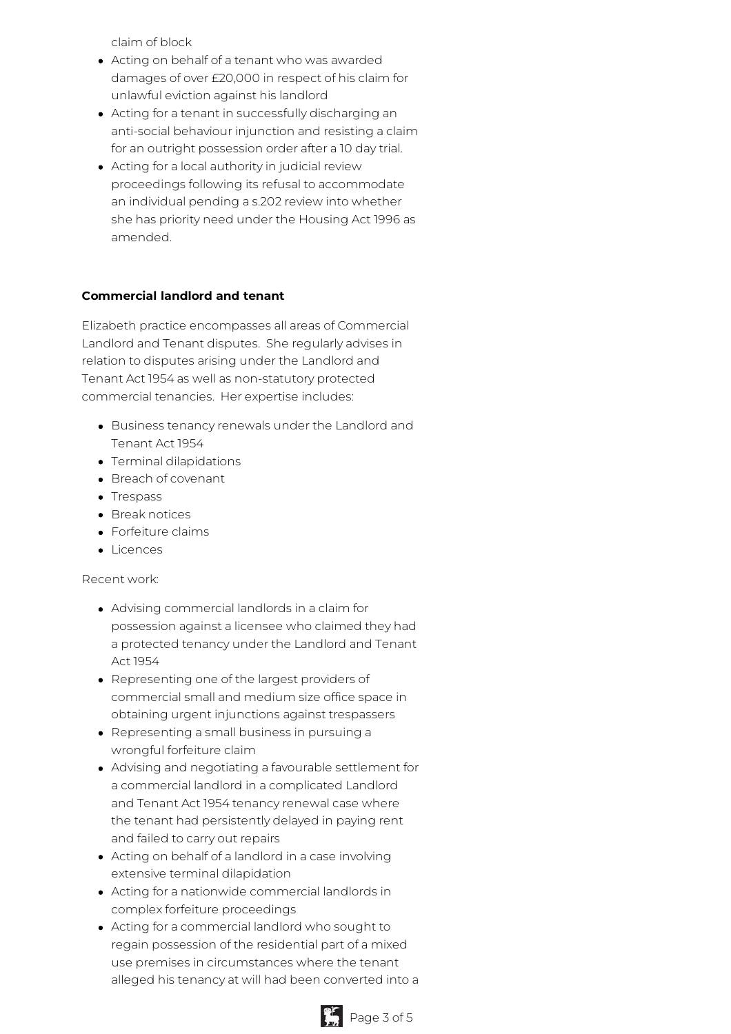claim of block

- Acting on behalf of a tenant who was awarded damages of over £20,000 in respect of his claim for unlawful eviction against his landlord
- Acting for a tenant in successfully discharging an anti-social behaviour injunction and resisting a claim for an outright possession order after a 10 day trial.
- Acting for a local authority in judicial review proceedings following its refusal to accommodate an individual pending a s.202 review into whether she has priority need under the Housing Act 1996 as amended.

**Commercial landlord and tenant**

Elizabeth practice encompasses all areas of Commercial Landlord and Tenant disputes. She regularly advises in relation to disputes arising under the Landlord and Tenant Act 1954 as well as non-statutory protected commercial tenancies. Her expertise includes:

- Business tenancy renewals under the Landlord and Tenant Act 1954
- Terminal dilapidations
- Breach of covenant
- Trespass
- Break notices
- Forfeiture claims
- Licences

Recent work:

- Advising commercial landlords in a claim for possession against a licensee who claimed they had a protected tenancy under the Landlord and Tenant Act 1954
- Representing one of the largest providers of commercial small and medium size office space in obtaining urgent injunctions against trespassers
- Representing a small business in pursuing a wrongful forfeiture claim
- Advising and negotiating a favourable settlement for a commercial landlord in a complicated Landlord and Tenant Act 1954 tenancy renewal case where the tenant had persistently delayed in paying rent and failed to carry out repairs
- Acting on behalf of a landlord in a case involving extensive terminal dilapidation
- Acting for a nationwide commercial landlords in complex forfeiture proceedings
- Acting for a commercial landlord who sought to regain possession of the residential part of a mixed use premises in circumstances where the tenant alleged his tenancy at will had been converted into a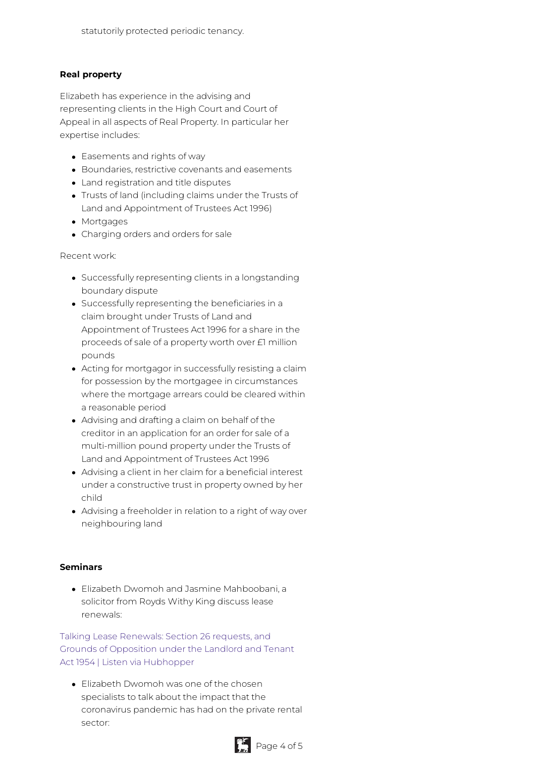statutorily protected periodic tenancy.

**Real property**

Elizabeth has experience in the advising and representing clients in the High Court and Court of Appeal in all aspects of Real Property. In particular her expertise includes:

- Easements and rights of way
- Boundaries, restrictive covenants and easements
- Land registration and title disputes
- Trusts of land (including claims under the Trusts of Land and Appointment of Trustees Act 1996)
- Mortgages
- Charging orders and orders for sale

Recent work:

- Successfully representing clients in a longstanding boundary dispute
- Successfully representing the beneficiaries in a claim brought under Trusts of Land and Appointment of Trustees Act 1996 for a share in the proceeds of sale of a property worth over £1 million pounds
- Acting for mortgagor in successfully resisting a claim for possession by the mortgagee in circumstances where the mortgage arrears could be cleared within a reasonable period
- Advising and drafting a claim on behalf of the creditor in an application for an order for sale of a multi-million pound property under the Trusts of Land and Appointment of Trustees Act 1996
- Advising a client in her claim for a beneficial interest under a constructive trust in property owned by her child
- Advising a freeholder in relation to a right of way over neighbouring land

**Seminars**

- Elizabeth Dwomoh and Jasmine Mahboobani, a solicitor from Royds Withy King discuss lease renewals:

Talking Lease Renewals: Section 26 requests, and Grounds of Opposition under the Landlord and Tenant Act 1954 | Listen via Hubhopper

- Elizabeth Dwomoh was one of the chosen specialists to talk about the impact that the coronavirus pandemic has had on the private rental sector: